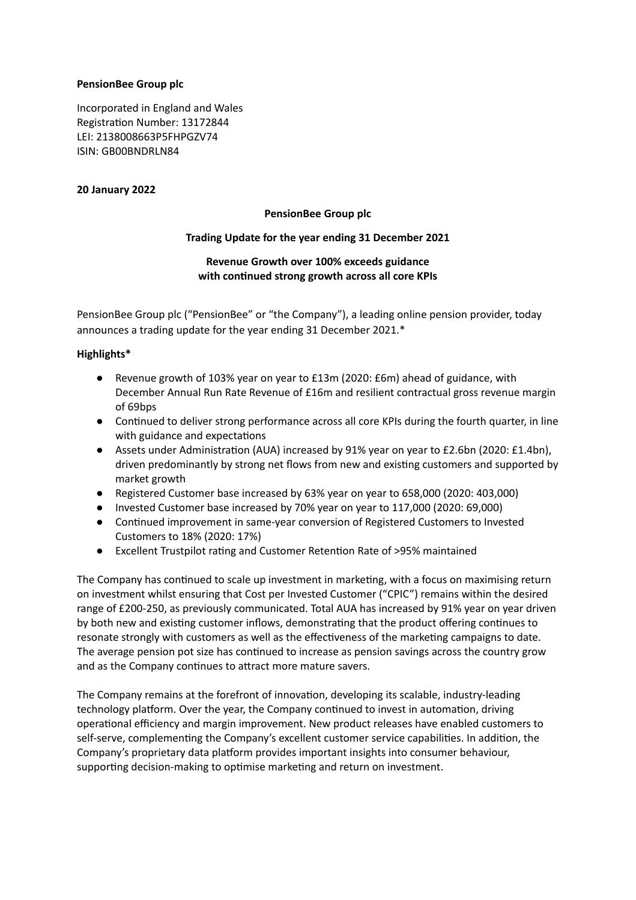**PensionBee Group plc**

Incorporated in England and Wales
Registration Number: 13172844
LEI: 2138008663P5FHPGZV74
ISIN: GB00BNDRLN84

**20 January 2022**

**PensionBee Group plc**

**Trading Update for the year ending 31 December 2021**

**Revenue Growth over 100% exceeds guidance with continued strong growth across all core KPIs**

PensionBee Group plc ("PensionBee" or "the Company"), a leading online pension provider, today announces a trading update for the year ending 31 December 2021.*

**Highlights***

- Revenue growth of 103% year on year to £13m (2020: £6m) ahead of guidance, with December Annual Run Rate Revenue of £16m and resilient contractual gross revenue margin of 69bps
- Continued to deliver strong performance across all core KPIs during the fourth quarter, in line with guidance and expectations
- Assets under Administration (AUA) increased by 91% year on year to £2.6bn (2020: £1.4bn), driven predominantly by strong net flows from new and existing customers and supported by market growth
- Registered Customer base increased by 63% year on year to 658,000 (2020: 403,000)
- Invested Customer base increased by 70% year on year to 117,000 (2020: 69,000)
- Continued improvement in same-year conversion of Registered Customers to Invested Customers to 18% (2020: 17%)
- Excellent Trustpilot rating and Customer Retention Rate of >95% maintained

The Company has continued to scale up investment in marketing, with a focus on maximising return on investment whilst ensuring that Cost per Invested Customer ("CPIC") remains within the desired range of £200-250, as previously communicated. Total AUA has increased by 91% year on year driven by both new and existing customer inflows, demonstrating that the product offering continues to resonate strongly with customers as well as the effectiveness of the marketing campaigns to date. The average pension pot size has continued to increase as pension savings across the country grow and as the Company continues to attract more mature savers.

The Company remains at the forefront of innovation, developing its scalable, industry-leading technology platform. Over the year, the Company continued to invest in automation, driving operational efficiency and margin improvement. New product releases have enabled customers to self-serve, complementing the Company's excellent customer service capabilities. In addition, the Company's proprietary data platform provides important insights into consumer behaviour, supporting decision-making to optimise marketing and return on investment.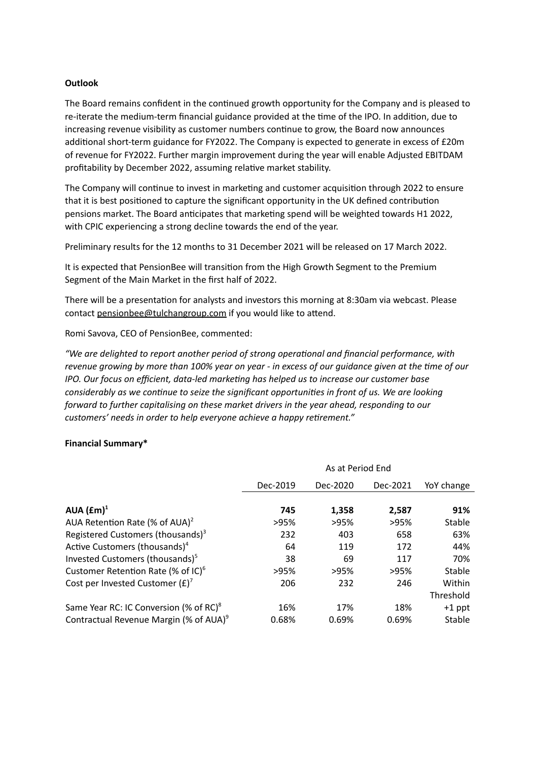**Outlook**

The Board remains confident in the continued growth opportunity for the Company and is pleased to re-iterate the medium-term financial guidance provided at the time of the IPO. In addition, due to increasing revenue visibility as customer numbers continue to grow, the Board now announces additional short-term guidance for FY2022. The Company is expected to generate in excess of £20m of revenue for FY2022. Further margin improvement during the year will enable Adjusted EBITDAM profitability by December 2022, assuming relative market stability.

The Company will continue to invest in marketing and customer acquisition through 2022 to ensure that it is best positioned to capture the significant opportunity in the UK defined contribution pensions market. The Board anticipates that marketing spend will be weighted towards H1 2022, with CPIC experiencing a strong decline towards the end of the year.

Preliminary results for the 12 months to 31 December 2021 will be released on 17 March 2022.

It is expected that PensionBee will transition from the High Growth Segment to the Premium Segment of the Main Market in the first half of 2022.

There will be a presentation for analysts and investors this morning at 8:30am via webcast. Please contact pensionbee@tulchangroup.com if you would like to attend.

Romi Savova, CEO of PensionBee, commented:

*"We are delighted to report another period of strong operational and financial performance, with revenue growing by more than 100% year on year - in excess of our guidance given at the time of our IPO. Our focus on efficient, data-led marketing has helped us to increase our customer base considerably as we continue to seize the significant opportunities in front of us. We are looking forward to further capitalising on these market drivers in the year ahead, responding to our customers' needs in order to help everyone achieve a happy retirement."*

**Financial Summary***

| | As at Period End | | | |
|---|---|---|---|---|
| | Dec-2019 | Dec-2020 | Dec-2021 | YoY change |
| **AUA (£m)**[1] | **745** | **1,358** | **2,587** | **91%** |
| AUA Retention Rate (% of AUA)[2] | >95% | >95% | >95% | Stable |
| Registered Customers (thousands)[3] | 232 | 403 | 658 | 63% |
| Active Customers (thousands)[4] | 64 | 119 | 172 | 44% |
| Invested Customers (thousands)[5] | 38 | 69 | 117 | 70% |
| Customer Retention Rate (% of IC)[6] | >95% | >95% | >95% | Stable |
| Cost per Invested Customer (£)[7] | 206 | 232 | 246 | Within Threshold |
| Same Year RC: IC Conversion (% of RC)[8] | 16% | 17% | 18% | +1 ppt |
| Contractual Revenue Margin (% of AUA)[9] | 0.68% | 0.69% | 0.69% | Stable |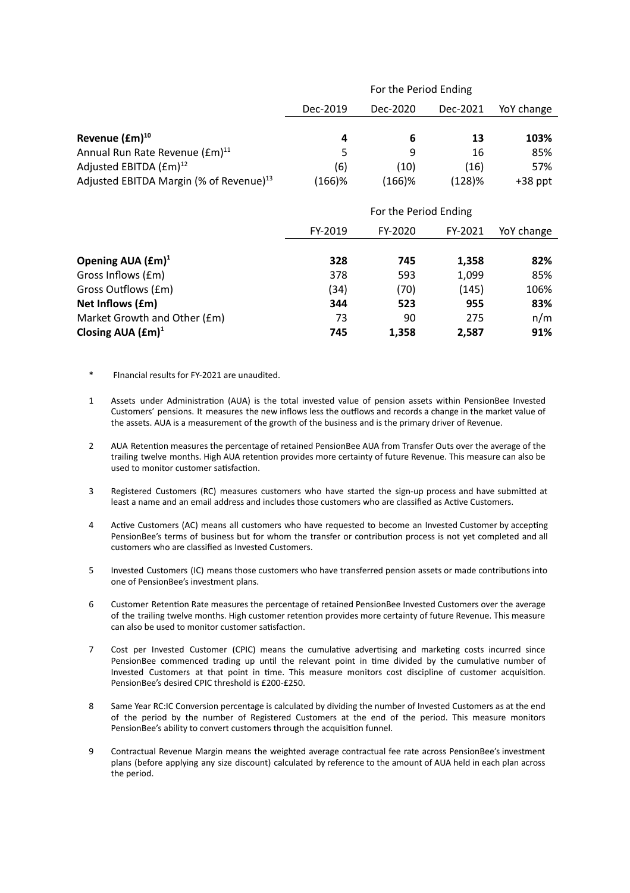| | For the Period Ending | | | |
|---|---|---|---|---|
| | Dec-2019 | Dec-2020 | Dec-2021 | YoY change |
| **Revenue (£m)**[10] | **4** | **6** | **13** | **103%** |
| Annual Run Rate Revenue (£m)[11] | 5 | 9 | 16 | 85% |
| Adjusted EBITDA (£m)[12] | (6) | (10) | (16) | 57% |
| Adjusted EBITDA Margin (% of Revenue)[13] | (166)% | (166)% | (128)% | +38 ppt |

| | For the Period Ending | | | |
|---|---|---|---|---|
| | FY-2019 | FY-2020 | FY-2021 | YoY change |
| **Opening AUA (£m)**[1] | **328** | **745** | **1,358** | **82%** |
| Gross Inflows (£m) | 378 | 593 | 1,099 | 85% |
| Gross Outflows (£m) | (34) | (70) | (145) | 106% |
| **Net Inflows (£m)** | **344** | **523** | **955** | **83%** |
| Market Growth and Other (£m) | 73 | 90 | 275 | n/m |
| **Closing AUA (£m)**[1] | **745** | **1,358** | **2,587** | **91%** |

\* FInancial results for FY-2021 are unaudited.

1 Assets under Administration (AUA) is the total invested value of pension assets within PensionBee Invested Customers' pensions. It measures the new inflows less the outflows and records a change in the market value of the assets. AUA is a measurement of the growth of the business and is the primary driver of Revenue.

2 AUA Retention measures the percentage of retained PensionBee AUA from Transfer Outs over the average of the trailing twelve months. High AUA retention provides more certainty of future Revenue. This measure can also be used to monitor customer satisfaction.

3 Registered Customers (RC) measures customers who have started the sign-up process and have submitted at least a name and an email address and includes those customers who are classified as Active Customers.

4 Active Customers (AC) means all customers who have requested to become an Invested Customer by accepting PensionBee's terms of business but for whom the transfer or contribution process is not yet completed and all customers who are classified as Invested Customers.

5 Invested Customers (IC) means those customers who have transferred pension assets or made contributions into one of PensionBee's investment plans.

6 Customer Retention Rate measures the percentage of retained PensionBee Invested Customers over the average of the trailing twelve months. High customer retention provides more certainty of future Revenue. This measure can also be used to monitor customer satisfaction.

7 Cost per Invested Customer (CPIC) means the cumulative advertising and marketing costs incurred since PensionBee commenced trading up until the relevant point in time divided by the cumulative number of Invested Customers at that point in time. This measure monitors cost discipline of customer acquisition. PensionBee's desired CPIC threshold is £200-£250.

8 Same Year RC:IC Conversion percentage is calculated by dividing the number of Invested Customers as at the end of the period by the number of Registered Customers at the end of the period. This measure monitors PensionBee's ability to convert customers through the acquisition funnel.

9 Contractual Revenue Margin means the weighted average contractual fee rate across PensionBee's investment plans (before applying any size discount) calculated by reference to the amount of AUA held in each plan across the period.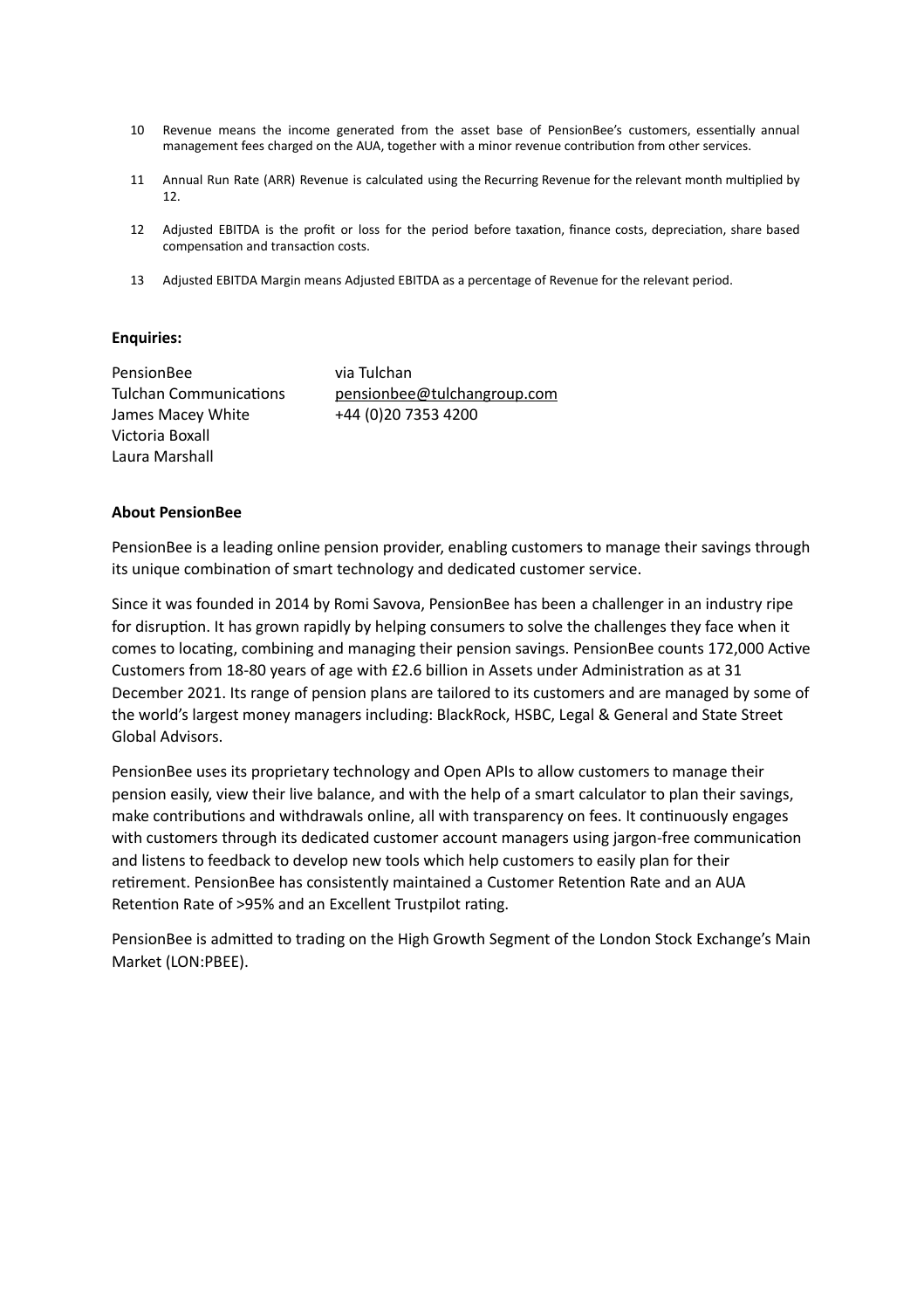10 Revenue means the income generated from the asset base of PensionBee's customers, essentially annual management fees charged on the AUA, together with a minor revenue contribution from other services.

11 Annual Run Rate (ARR) Revenue is calculated using the Recurring Revenue for the relevant month multiplied by 12.

12 Adjusted EBITDA is the profit or loss for the period before taxation, finance costs, depreciation, share based compensation and transaction costs.

13 Adjusted EBITDA Margin means Adjusted EBITDA as a percentage of Revenue for the relevant period.

**Enquiries:**

| | |
|---|---|
| PensionBee | via Tulchan |
| Tulchan Communications | pensionbee@tulchangroup.com |
| James Macey White | +44 (0)20 7353 4200 |
| Victoria Boxall | |
| Laura Marshall | |

**About PensionBee**

PensionBee is a leading online pension provider, enabling customers to manage their savings through its unique combination of smart technology and dedicated customer service.

Since it was founded in 2014 by Romi Savova, PensionBee has been a challenger in an industry ripe for disruption. It has grown rapidly by helping consumers to solve the challenges they face when it comes to locating, combining and managing their pension savings. PensionBee counts 172,000 Active Customers from 18-80 years of age with £2.6 billion in Assets under Administration as at 31 December 2021. Its range of pension plans are tailored to its customers and are managed by some of the world's largest money managers including: BlackRock, HSBC, Legal & General and State Street Global Advisors.

PensionBee uses its proprietary technology and Open APIs to allow customers to manage their pension easily, view their live balance, and with the help of a smart calculator to plan their savings, make contributions and withdrawals online, all with transparency on fees. It continuously engages with customers through its dedicated customer account managers using jargon-free communication and listens to feedback to develop new tools which help customers to easily plan for their retirement. PensionBee has consistently maintained a Customer Retention Rate and an AUA Retention Rate of >95% and an Excellent Trustpilot rating.

PensionBee is admitted to trading on the High Growth Segment of the London Stock Exchange's Main Market (LON:PBEE).